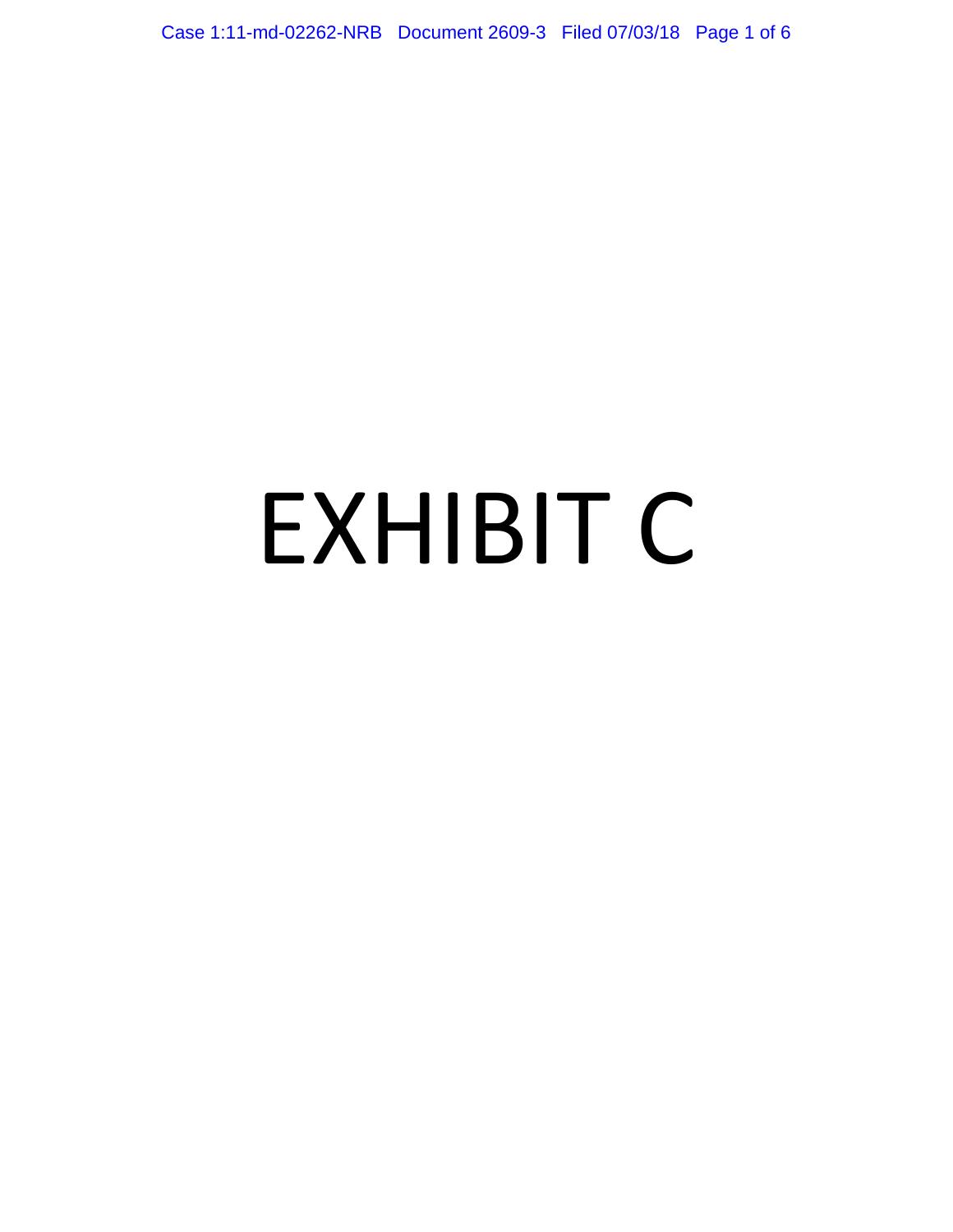# EXHIBIT C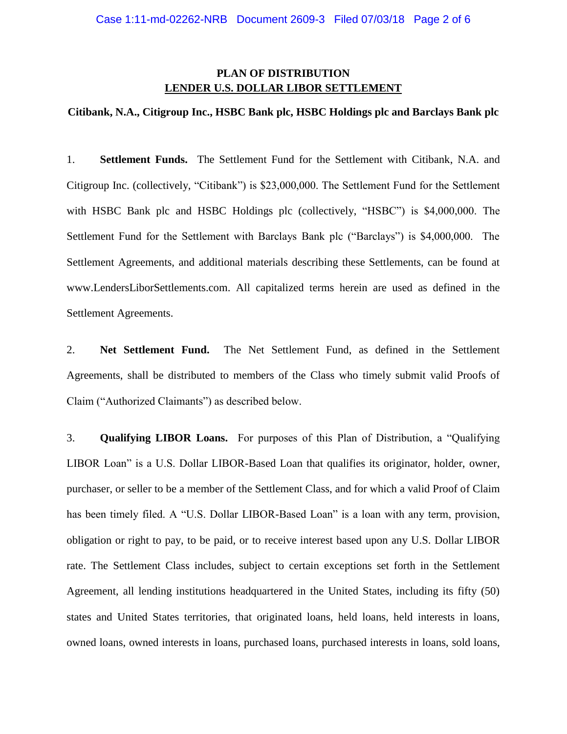# PLAN OF DISTRIBUTION
## LENDER U.S. DOLLAR LIBOR SETTLEMENT

**Citibank, N.A., Citigroup Inc., HSBC Bank plc, HSBC Holdings plc and Barclays Bank plc**

1. **Settlement Funds.** The Settlement Fund for the Settlement with Citibank, N.A. and Citigroup Inc. (collectively, "Citibank") is $23,000,000. The Settlement Fund for the Settlement with HSBC Bank plc and HSBC Holdings plc (collectively, "HSBC") is $4,000,000. The Settlement Fund for the Settlement with Barclays Bank plc ("Barclays") is $4,000,000. The Settlement Agreements, and additional materials describing these Settlements, can be found at www.LendersLiborSettlements.com. All capitalized terms herein are used as defined in the Settlement Agreements.

2. **Net Settlement Fund.** The Net Settlement Fund, as defined in the Settlement Agreements, shall be distributed to members of the Class who timely submit valid Proofs of Claim ("Authorized Claimants") as described below.

3. **Qualifying LIBOR Loans.** For purposes of this Plan of Distribution, a "Qualifying LIBOR Loan" is a U.S. Dollar LIBOR-Based Loan that qualifies its originator, holder, owner, purchaser, or seller to be a member of the Settlement Class, and for which a valid Proof of Claim has been timely filed. A "U.S. Dollar LIBOR-Based Loan" is a loan with any term, provision, obligation or right to pay, to be paid, or to receive interest based upon any U.S. Dollar LIBOR rate. The Settlement Class includes, subject to certain exceptions set forth in the Settlement Agreement, all lending institutions headquartered in the United States, including its fifty (50) states and United States territories, that originated loans, held loans, held interests in loans, owned loans, owned interests in loans, purchased loans, purchased interests in loans, sold loans,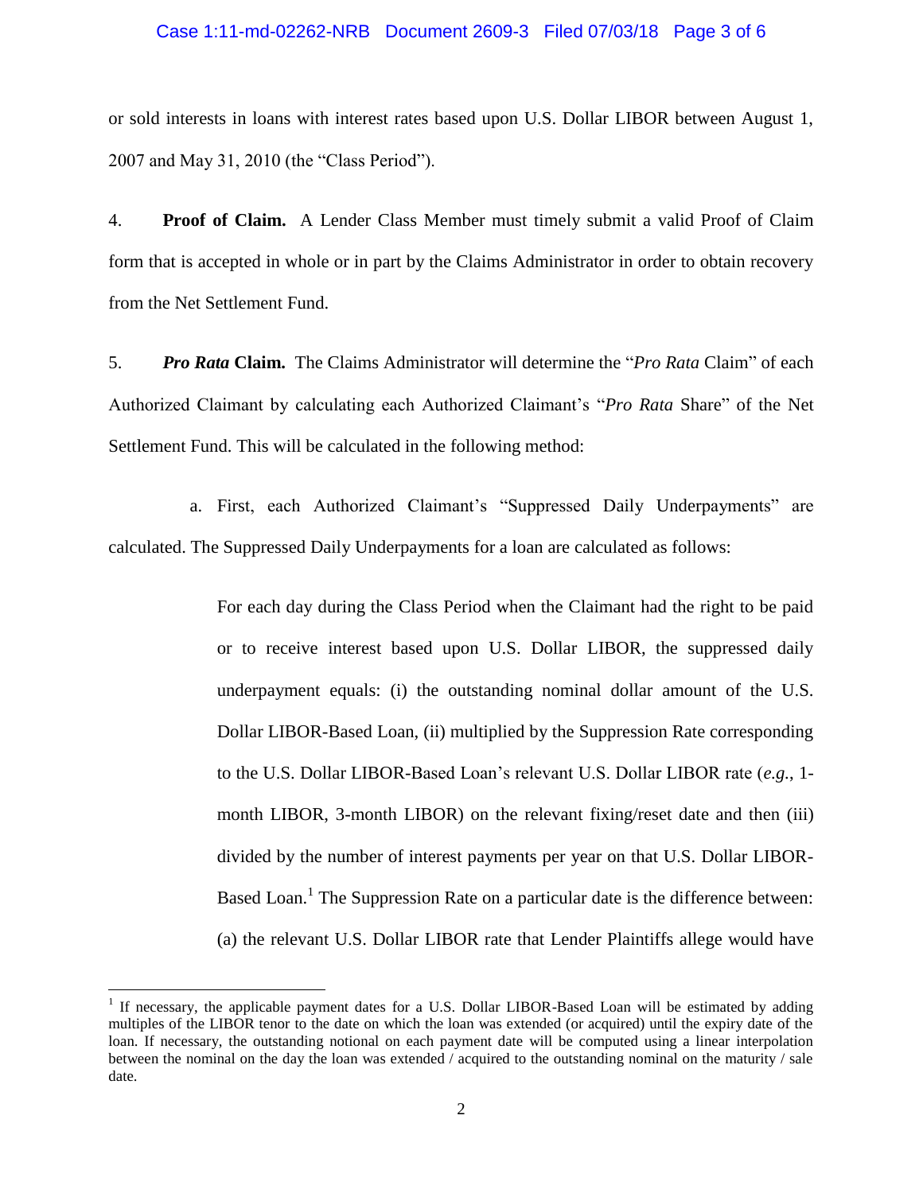or sold interests in loans with interest rates based upon U.S. Dollar LIBOR between August 1, 2007 and May 31, 2010 (the "Class Period").

4. **Proof of Claim.** A Lender Class Member must timely submit a valid Proof of Claim form that is accepted in whole or in part by the Claims Administrator in order to obtain recovery from the Net Settlement Fund.

5. ***Pro Rata* Claim.** The Claims Administrator will determine the "*Pro Rata* Claim" of each Authorized Claimant by calculating each Authorized Claimant's "*Pro Rata* Share" of the Net Settlement Fund. This will be calculated in the following method:

a. First, each Authorized Claimant's "Suppressed Daily Underpayments" are calculated. The Suppressed Daily Underpayments for a loan are calculated as follows:

> For each day during the Class Period when the Claimant had the right to be paid or to receive interest based upon U.S. Dollar LIBOR, the suppressed daily underpayment equals: (i) the outstanding nominal dollar amount of the U.S. Dollar LIBOR-Based Loan, (ii) multiplied by the Suppression Rate corresponding to the U.S. Dollar LIBOR-Based Loan's relevant U.S. Dollar LIBOR rate (*e.g.*, 1-month LIBOR, 3-month LIBOR) on the relevant fixing/reset date and then (iii) divided by the number of interest payments per year on that U.S. Dollar LIBOR-Based Loan.[1] The Suppression Rate on a particular date is the difference between: (a) the relevant U.S. Dollar LIBOR rate that Lender Plaintiffs allege would have

[1] If necessary, the applicable payment dates for a U.S. Dollar LIBOR-Based Loan will be estimated by adding multiples of the LIBOR tenor to the date on which the loan was extended (or acquired) until the expiry date of the loan. If necessary, the outstanding notional on each payment date will be computed using a linear interpolation between the nominal on the day the loan was extended / acquired to the outstanding nominal on the maturity / sale date.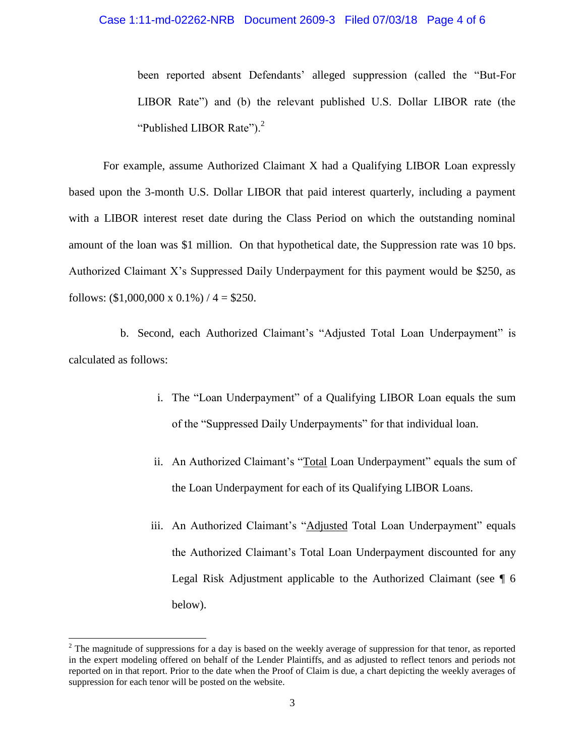been reported absent Defendants' alleged suppression (called the "But-For LIBOR Rate") and (b) the relevant published U.S. Dollar LIBOR rate (the "Published LIBOR Rate").[2]

For example, assume Authorized Claimant X had a Qualifying LIBOR Loan expressly based upon the 3-month U.S. Dollar LIBOR that paid interest quarterly, including a payment with a LIBOR interest reset date during the Class Period on which the outstanding nominal amount of the loan was $1 million. On that hypothetical date, the Suppression rate was 10 bps. Authorized Claimant X's Suppressed Daily Underpayment for this payment would be $250, as follows: ($1,000,000 x 0.1%) / 4 = $250.

b. Second, each Authorized Claimant's "Adjusted Total Loan Underpayment" is calculated as follows:

i. The "Loan Underpayment" of a Qualifying LIBOR Loan equals the sum of the "Suppressed Daily Underpayments" for that individual loan.

ii. An Authorized Claimant's "Total Loan Underpayment" equals the sum of the Loan Underpayment for each of its Qualifying LIBOR Loans.

iii. An Authorized Claimant's "Adjusted Total Loan Underpayment" equals the Authorized Claimant's Total Loan Underpayment discounted for any Legal Risk Adjustment applicable to the Authorized Claimant (see ¶ 6 below).

[2] The magnitude of suppressions for a day is based on the weekly average of suppression for that tenor, as reported in the expert modeling offered on behalf of the Lender Plaintiffs, and as adjusted to reflect tenors and periods not reported on in that report. Prior to the date when the Proof of Claim is due, a chart depicting the weekly averages of suppression for each tenor will be posted on the website.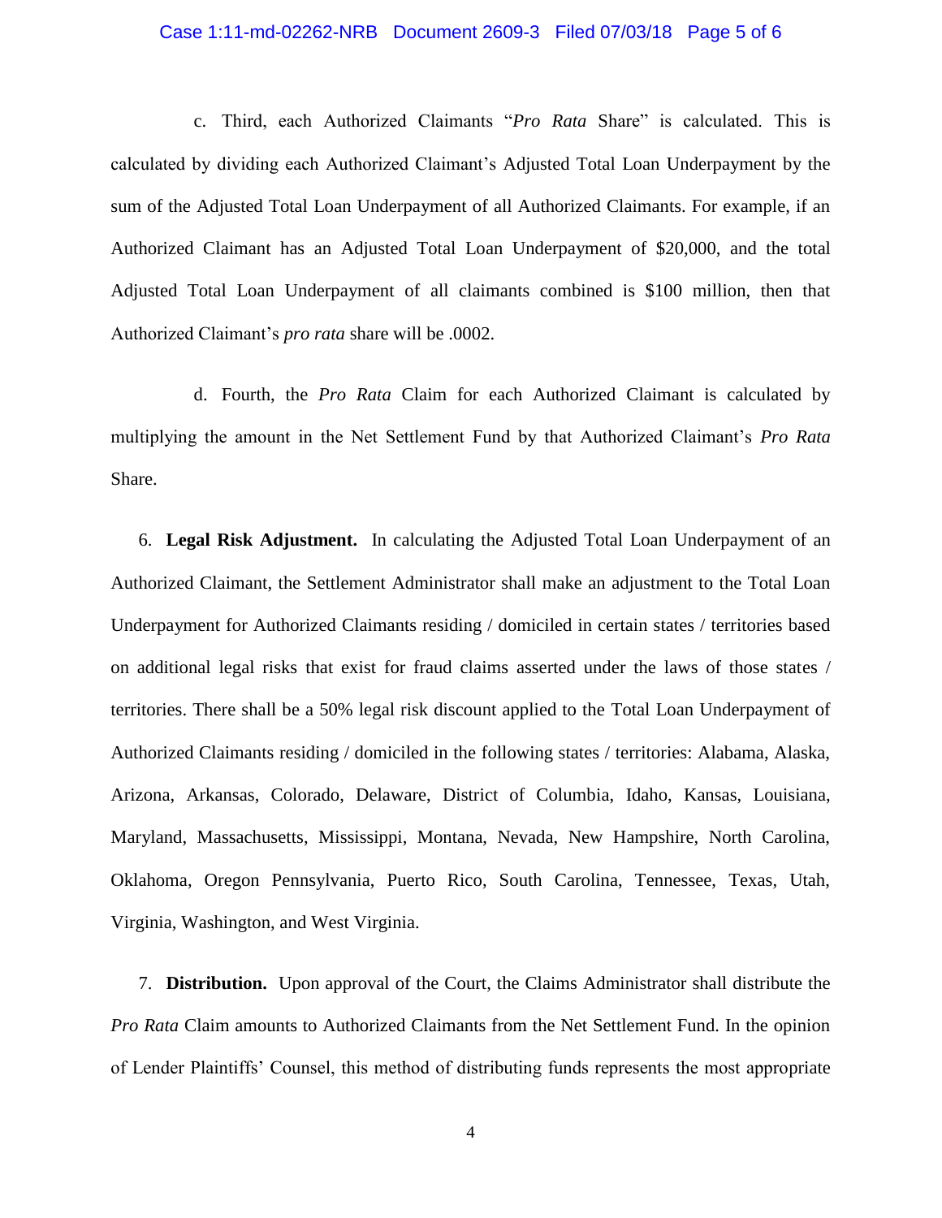c. Third, each Authorized Claimants "*Pro Rata* Share" is calculated. This is calculated by dividing each Authorized Claimant's Adjusted Total Loan Underpayment by the sum of the Adjusted Total Loan Underpayment of all Authorized Claimants. For example, if an Authorized Claimant has an Adjusted Total Loan Underpayment of $20,000, and the total Adjusted Total Loan Underpayment of all claimants combined is $100 million, then that Authorized Claimant's *pro rata* share will be .0002.

d. Fourth, the *Pro Rata* Claim for each Authorized Claimant is calculated by multiplying the amount in the Net Settlement Fund by that Authorized Claimant's *Pro Rata* Share.

6. **Legal Risk Adjustment.** In calculating the Adjusted Total Loan Underpayment of an Authorized Claimant, the Settlement Administrator shall make an adjustment to the Total Loan Underpayment for Authorized Claimants residing / domiciled in certain states / territories based on additional legal risks that exist for fraud claims asserted under the laws of those states / territories. There shall be a 50% legal risk discount applied to the Total Loan Underpayment of Authorized Claimants residing / domiciled in the following states / territories: Alabama, Alaska, Arizona, Arkansas, Colorado, Delaware, District of Columbia, Idaho, Kansas, Louisiana, Maryland, Massachusetts, Mississippi, Montana, Nevada, New Hampshire, North Carolina, Oklahoma, Oregon Pennsylvania, Puerto Rico, South Carolina, Tennessee, Texas, Utah, Virginia, Washington, and West Virginia.

7. **Distribution.** Upon approval of the Court, the Claims Administrator shall distribute the *Pro Rata* Claim amounts to Authorized Claimants from the Net Settlement Fund. In the opinion of Lender Plaintiffs' Counsel, this method of distributing funds represents the most appropriate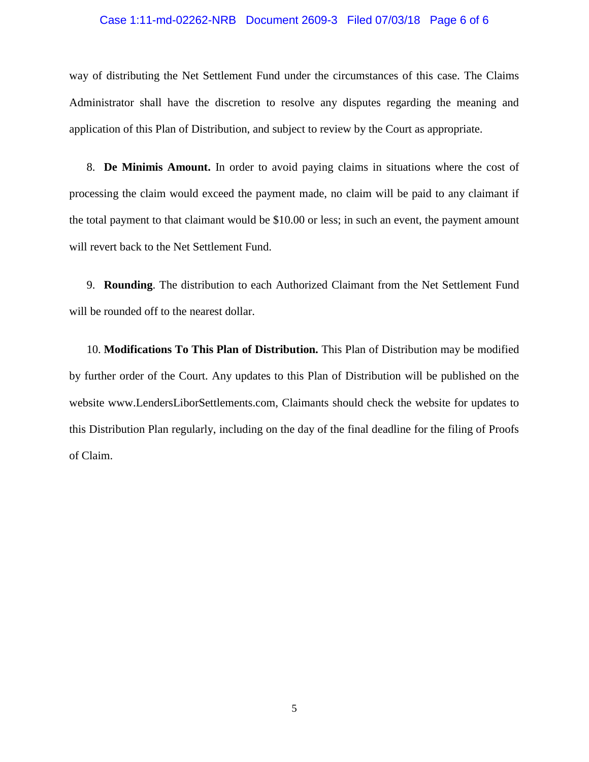way of distributing the Net Settlement Fund under the circumstances of this case. The Claims Administrator shall have the discretion to resolve any disputes regarding the meaning and application of this Plan of Distribution, and subject to review by the Court as appropriate.

8. **De Minimis Amount.** In order to avoid paying claims in situations where the cost of processing the claim would exceed the payment made, no claim will be paid to any claimant if the total payment to that claimant would be $10.00 or less; in such an event, the payment amount will revert back to the Net Settlement Fund.

9. **Rounding**. The distribution to each Authorized Claimant from the Net Settlement Fund will be rounded off to the nearest dollar.

10. **Modifications To This Plan of Distribution.** This Plan of Distribution may be modified by further order of the Court. Any updates to this Plan of Distribution will be published on the website www.LendersLiborSettlements.com, Claimants should check the website for updates to this Distribution Plan regularly, including on the day of the final deadline for the filing of Proofs of Claim.